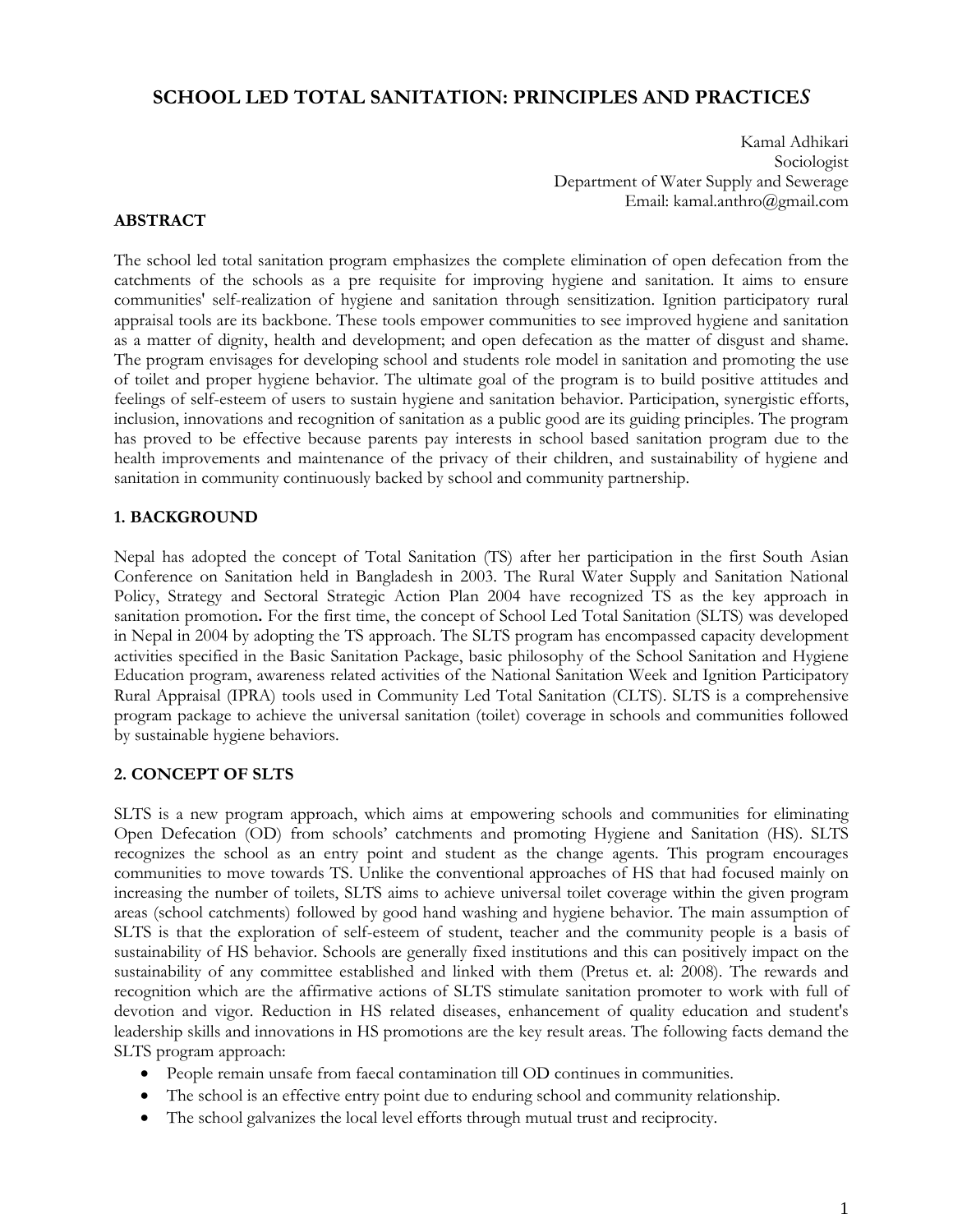# SCHOOL LED TOTAL SANITATION: PRINCIPLES AND PRACTICE*S*

Kamal Adhikari
Sociologist
Department of Water Supply and Sewerage
Email: kamal.anthro@gmail.com

## ABSTRACT

The school led total sanitation program emphasizes the complete elimination of open defecation from the catchments of the schools as a pre requisite for improving hygiene and sanitation. It aims to ensure communities' self-realization of hygiene and sanitation through sensitization. Ignition participatory rural appraisal tools are its backbone. These tools empower communities to see improved hygiene and sanitation as a matter of dignity, health and development; and open defecation as the matter of disgust and shame. The program envisages for developing school and students role model in sanitation and promoting the use of toilet and proper hygiene behavior. The ultimate goal of the program is to build positive attitudes and feelings of self-esteem of users to sustain hygiene and sanitation behavior. Participation, synergistic efforts, inclusion, innovations and recognition of sanitation as a public good are its guiding principles. The program has proved to be effective because parents pay interests in school based sanitation program due to the health improvements and maintenance of the privacy of their children, and sustainability of hygiene and sanitation in community continuously backed by school and community partnership.

## 1. BACKGROUND

Nepal has adopted the concept of Total Sanitation (TS) after her participation in the first South Asian Conference on Sanitation held in Bangladesh in 2003. The Rural Water Supply and Sanitation National Policy, Strategy and Sectoral Strategic Action Plan 2004 have recognized TS as the key approach in sanitation promotion**.** For the first time, the concept of School Led Total Sanitation (SLTS) was developed in Nepal in 2004 by adopting the TS approach. The SLTS program has encompassed capacity development activities specified in the Basic Sanitation Package, basic philosophy of the School Sanitation and Hygiene Education program, awareness related activities of the National Sanitation Week and Ignition Participatory Rural Appraisal (IPRA) tools used in Community Led Total Sanitation (CLTS). SLTS is a comprehensive program package to achieve the universal sanitation (toilet) coverage in schools and communities followed by sustainable hygiene behaviors.

## 2. CONCEPT OF SLTS

SLTS is a new program approach, which aims at empowering schools and communities for eliminating Open Defecation (OD) from schools' catchments and promoting Hygiene and Sanitation (HS). SLTS recognizes the school as an entry point and student as the change agents. This program encourages communities to move towards TS. Unlike the conventional approaches of HS that had focused mainly on increasing the number of toilets, SLTS aims to achieve universal toilet coverage within the given program areas (school catchments) followed by good hand washing and hygiene behavior. The main assumption of SLTS is that the exploration of self-esteem of student, teacher and the community people is a basis of sustainability of HS behavior. Schools are generally fixed institutions and this can positively impact on the sustainability of any committee established and linked with them (Pretus et. al: 2008). The rewards and recognition which are the affirmative actions of SLTS stimulate sanitation promoter to work with full of devotion and vigor. Reduction in HS related diseases, enhancement of quality education and student's leadership skills and innovations in HS promotions are the key result areas. The following facts demand the SLTS program approach:

- People remain unsafe from faecal contamination till OD continues in communities.
- The school is an effective entry point due to enduring school and community relationship.
- The school galvanizes the local level efforts through mutual trust and reciprocity.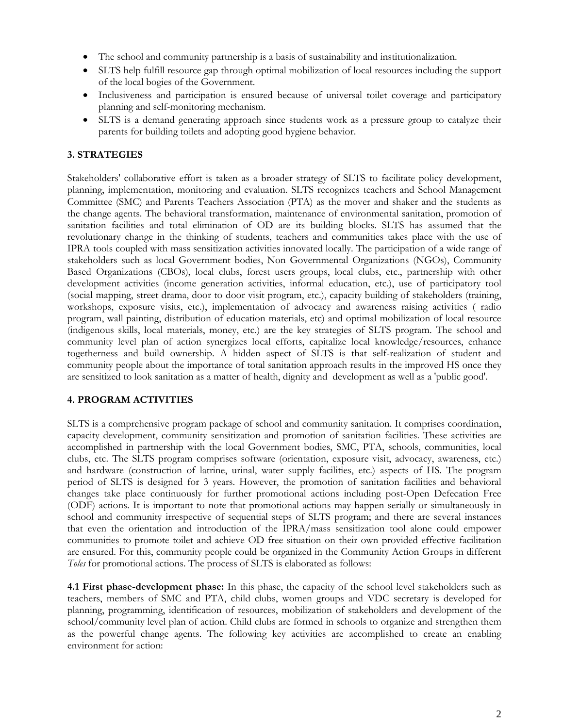- The school and community partnership is a basis of sustainability and institutionalization.
- SLTS help fulfill resource gap through optimal mobilization of local resources including the support of the local bogies of the Government.
- Inclusiveness and participation is ensured because of universal toilet coverage and participatory planning and self-monitoring mechanism.
- SLTS is a demand generating approach since students work as a pressure group to catalyze their parents for building toilets and adopting good hygiene behavior.

## 3. STRATEGIES

Stakeholders' collaborative effort is taken as a broader strategy of SLTS to facilitate policy development, planning, implementation, monitoring and evaluation. SLTS recognizes teachers and School Management Committee (SMC) and Parents Teachers Association (PTA) as the mover and shaker and the students as the change agents. The behavioral transformation, maintenance of environmental sanitation, promotion of sanitation facilities and total elimination of OD are its building blocks. SLTS has assumed that the revolutionary change in the thinking of students, teachers and communities takes place with the use of IPRA tools coupled with mass sensitization activities innovated locally. The participation of a wide range of stakeholders such as local Government bodies, Non Governmental Organizations (NGOs), Community Based Organizations (CBOs), local clubs, forest users groups, local clubs, etc., partnership with other development activities (income generation activities, informal education, etc.), use of participatory tool (social mapping, street drama, door to door visit program, etc.), capacity building of stakeholders (training, workshops, exposure visits, etc.), implementation of advocacy and awareness raising activities ( radio program, wall painting, distribution of education materials, etc) and optimal mobilization of local resource (indigenous skills, local materials, money, etc.) are the key strategies of SLTS program. The school and community level plan of action synergizes local efforts, capitalize local knowledge/resources, enhance togetherness and build ownership. A hidden aspect of SLTS is that self-realization of student and community people about the importance of total sanitation approach results in the improved HS once they are sensitized to look sanitation as a matter of health, dignity and development as well as a 'public good'.

## 4. PROGRAM ACTIVITIES

SLTS is a comprehensive program package of school and community sanitation. It comprises coordination, capacity development, community sensitization and promotion of sanitation facilities. These activities are accomplished in partnership with the local Government bodies, SMC, PTA, schools, communities, local clubs, etc. The SLTS program comprises software (orientation, exposure visit, advocacy, awareness, etc.) and hardware (construction of latrine, urinal, water supply facilities, etc.) aspects of HS. The program period of SLTS is designed for 3 years. However, the promotion of sanitation facilities and behavioral changes take place continuously for further promotional actions including post-Open Defecation Free (ODF) actions. It is important to note that promotional actions may happen serially or simultaneously in school and community irrespective of sequential steps of SLTS program; and there are several instances that even the orientation and introduction of the IPRA/mass sensitization tool alone could empower communities to promote toilet and achieve OD free situation on their own provided effective facilitation are ensured. For this, community people could be organized in the Community Action Groups in different *Toles* for promotional actions. The process of SLTS is elaborated as follows:

**4.1 First phase-development phase:** In this phase, the capacity of the school level stakeholders such as teachers, members of SMC and PTA, child clubs, women groups and VDC secretary is developed for planning, programming, identification of resources, mobilization of stakeholders and development of the school/community level plan of action. Child clubs are formed in schools to organize and strengthen them as the powerful change agents. The following key activities are accomplished to create an enabling environment for action: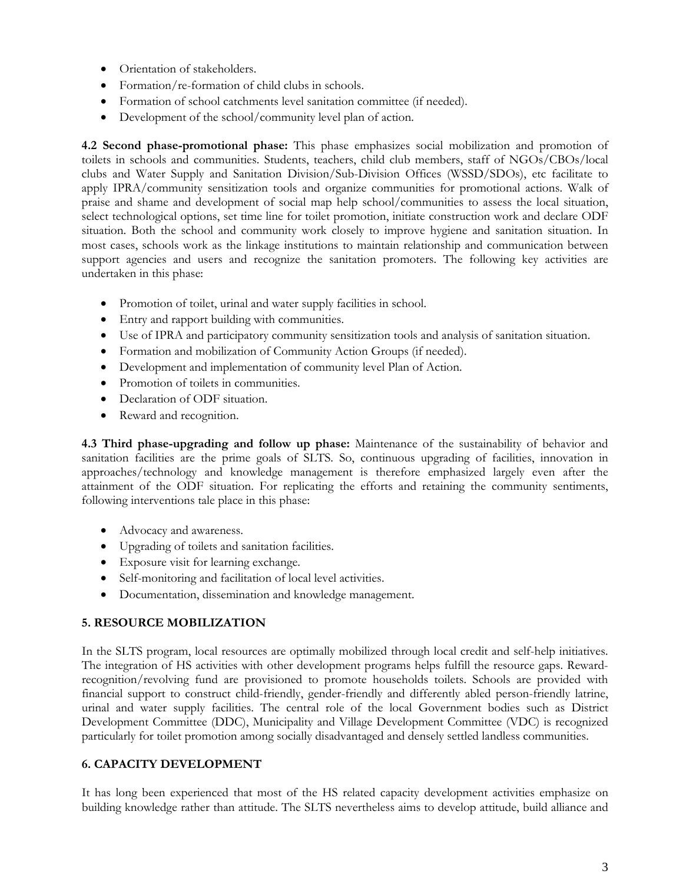- Orientation of stakeholders.
- Formation/re-formation of child clubs in schools.
- Formation of school catchments level sanitation committee (if needed).
- Development of the school/community level plan of action.

**4.2 Second phase-promotional phase:** This phase emphasizes social mobilization and promotion of toilets in schools and communities. Students, teachers, child club members, staff of NGOs/CBOs/local clubs and Water Supply and Sanitation Division/Sub-Division Offices (WSSD/SDOs), etc facilitate to apply IPRA/community sensitization tools and organize communities for promotional actions. Walk of praise and shame and development of social map help school/communities to assess the local situation, select technological options, set time line for toilet promotion, initiate construction work and declare ODF situation. Both the school and community work closely to improve hygiene and sanitation situation. In most cases, schools work as the linkage institutions to maintain relationship and communication between support agencies and users and recognize the sanitation promoters. The following key activities are undertaken in this phase:

- Promotion of toilet, urinal and water supply facilities in school.
- Entry and rapport building with communities.
- Use of IPRA and participatory community sensitization tools and analysis of sanitation situation.
- Formation and mobilization of Community Action Groups (if needed).
- Development and implementation of community level Plan of Action.
- Promotion of toilets in communities.
- Declaration of ODF situation.
- Reward and recognition.

**4.3 Third phase-upgrading and follow up phase:** Maintenance of the sustainability of behavior and sanitation facilities are the prime goals of SLTS. So, continuous upgrading of facilities, innovation in approaches/technology and knowledge management is therefore emphasized largely even after the attainment of the ODF situation. For replicating the efforts and retaining the community sentiments, following interventions tale place in this phase:

- Advocacy and awareness.
- Upgrading of toilets and sanitation facilities.
- Exposure visit for learning exchange.
- Self-monitoring and facilitation of local level activities.
- Documentation, dissemination and knowledge management.

## 5. RESOURCE MOBILIZATION

In the SLTS program, local resources are optimally mobilized through local credit and self-help initiatives. The integration of HS activities with other development programs helps fulfill the resource gaps. Reward-recognition/revolving fund are provisioned to promote households toilets. Schools are provided with financial support to construct child-friendly, gender-friendly and differently abled person-friendly latrine, urinal and water supply facilities. The central role of the local Government bodies such as District Development Committee (DDC), Municipality and Village Development Committee (VDC) is recognized particularly for toilet promotion among socially disadvantaged and densely settled landless communities.

## 6. CAPACITY DEVELOPMENT

It has long been experienced that most of the HS related capacity development activities emphasize on building knowledge rather than attitude. The SLTS nevertheless aims to develop attitude, build alliance and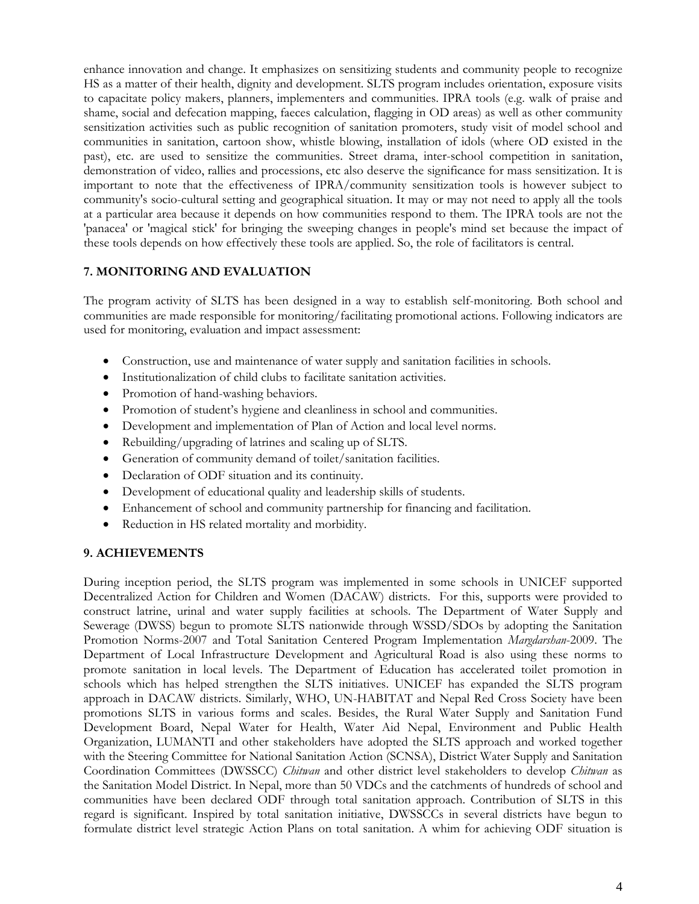enhance innovation and change. It emphasizes on sensitizing students and community people to recognize HS as a matter of their health, dignity and development. SLTS program includes orientation, exposure visits to capacitate policy makers, planners, implementers and communities. IPRA tools (e.g. walk of praise and shame, social and defecation mapping, faeces calculation, flagging in OD areas) as well as other community sensitization activities such as public recognition of sanitation promoters, study visit of model school and communities in sanitation, cartoon show, whistle blowing, installation of idols (where OD existed in the past), etc. are used to sensitize the communities. Street drama, inter-school competition in sanitation, demonstration of video, rallies and processions, etc also deserve the significance for mass sensitization. It is important to note that the effectiveness of IPRA/community sensitization tools is however subject to community's socio-cultural setting and geographical situation. It may or may not need to apply all the tools at a particular area because it depends on how communities respond to them. The IPRA tools are not the 'panacea' or 'magical stick' for bringing the sweeping changes in people's mind set because the impact of these tools depends on how effectively these tools are applied. So, the role of facilitators is central.

## 7. MONITORING AND EVALUATION

The program activity of SLTS has been designed in a way to establish self-monitoring. Both school and communities are made responsible for monitoring/facilitating promotional actions. Following indicators are used for monitoring, evaluation and impact assessment:

- Construction, use and maintenance of water supply and sanitation facilities in schools.
- Institutionalization of child clubs to facilitate sanitation activities.
- Promotion of hand-washing behaviors.
- Promotion of student's hygiene and cleanliness in school and communities.
- Development and implementation of Plan of Action and local level norms.
- Rebuilding/upgrading of latrines and scaling up of SLTS.
- Generation of community demand of toilet/sanitation facilities.
- Declaration of ODF situation and its continuity.
- Development of educational quality and leadership skills of students.
- Enhancement of school and community partnership for financing and facilitation.
- Reduction in HS related mortality and morbidity.

## 9. ACHIEVEMENTS

During inception period, the SLTS program was implemented in some schools in UNICEF supported Decentralized Action for Children and Women (DACAW) districts. For this, supports were provided to construct latrine, urinal and water supply facilities at schools. The Department of Water Supply and Sewerage (DWSS) begun to promote SLTS nationwide through WSSD/SDOs by adopting the Sanitation Promotion Norms-2007 and Total Sanitation Centered Program Implementation *Margdarshan*-2009. The Department of Local Infrastructure Development and Agricultural Road is also using these norms to promote sanitation in local levels. The Department of Education has accelerated toilet promotion in schools which has helped strengthen the SLTS initiatives. UNICEF has expanded the SLTS program approach in DACAW districts. Similarly, WHO, UN-HABITAT and Nepal Red Cross Society have been promotions SLTS in various forms and scales. Besides, the Rural Water Supply and Sanitation Fund Development Board, Nepal Water for Health, Water Aid Nepal, Environment and Public Health Organization, LUMANTI and other stakeholders have adopted the SLTS approach and worked together with the Steering Committee for National Sanitation Action (SCNSA), District Water Supply and Sanitation Coordination Committees (DWSSCC) *Chitwan* and other district level stakeholders to develop *Chitwan* as the Sanitation Model District. In Nepal, more than 50 VDCs and the catchments of hundreds of school and communities have been declared ODF through total sanitation approach. Contribution of SLTS in this regard is significant. Inspired by total sanitation initiative, DWSSCCs in several districts have begun to formulate district level strategic Action Plans on total sanitation. A whim for achieving ODF situation is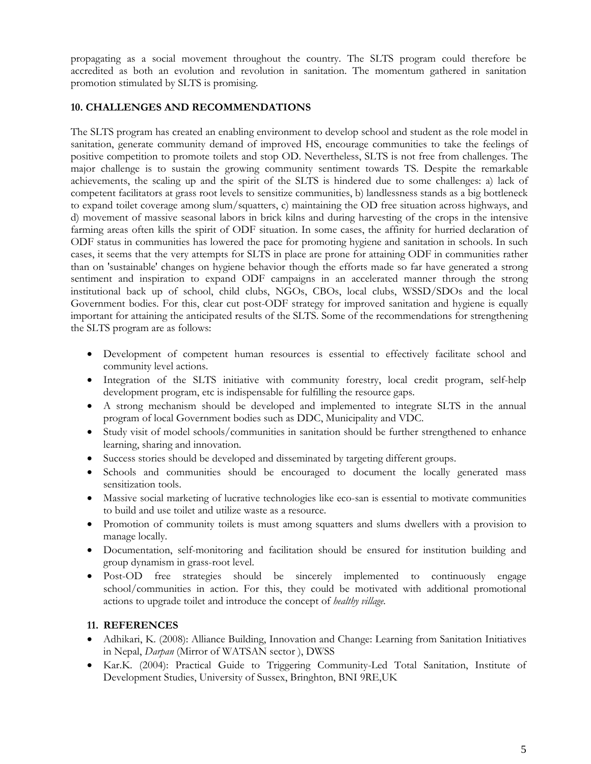propagating as a social movement throughout the country. The SLTS program could therefore be accredited as both an evolution and revolution in sanitation. The momentum gathered in sanitation promotion stimulated by SLTS is promising.

## 10. CHALLENGES AND RECOMMENDATIONS

The SLTS program has created an enabling environment to develop school and student as the role model in sanitation, generate community demand of improved HS, encourage communities to take the feelings of positive competition to promote toilets and stop OD. Nevertheless, SLTS is not free from challenges. The major challenge is to sustain the growing community sentiment towards TS. Despite the remarkable achievements, the scaling up and the spirit of the SLTS is hindered due to some challenges: a) lack of competent facilitators at grass root levels to sensitize communities, b) landlessness stands as a big bottleneck to expand toilet coverage among slum/squatters, c) maintaining the OD free situation across highways, and d) movement of massive seasonal labors in brick kilns and during harvesting of the crops in the intensive farming areas often kills the spirit of ODF situation. In some cases, the affinity for hurried declaration of ODF status in communities has lowered the pace for promoting hygiene and sanitation in schools. In such cases, it seems that the very attempts for SLTS in place are prone for attaining ODF in communities rather than on 'sustainable' changes on hygiene behavior though the efforts made so far have generated a strong sentiment and inspiration to expand ODF campaigns in an accelerated manner through the strong institutional back up of school, child clubs, NGOs, CBOs, local clubs, WSSD/SDOs and the local Government bodies. For this, clear cut post-ODF strategy for improved sanitation and hygiene is equally important for attaining the anticipated results of the SLTS. Some of the recommendations for strengthening the SLTS program are as follows:

- Development of competent human resources is essential to effectively facilitate school and community level actions.
- Integration of the SLTS initiative with community forestry, local credit program, self-help development program, etc is indispensable for fulfilling the resource gaps.
- A strong mechanism should be developed and implemented to integrate SLTS in the annual program of local Government bodies such as DDC, Municipality and VDC.
- Study visit of model schools/communities in sanitation should be further strengthened to enhance learning, sharing and innovation.
- Success stories should be developed and disseminated by targeting different groups.
- Schools and communities should be encouraged to document the locally generated mass sensitization tools.
- Massive social marketing of lucrative technologies like eco-san is essential to motivate communities to build and use toilet and utilize waste as a resource.
- Promotion of community toilets is must among squatters and slums dwellers with a provision to manage locally.
- Documentation, self-monitoring and facilitation should be ensured for institution building and group dynamism in grass-root level.
- Post-OD free strategies should be sincerely implemented to continuously engage school/communities in action. For this, they could be motivated with additional promotional actions to upgrade toilet and introduce the concept of *healthy village*.

## 11. REFERENCES

- Adhikari, K. (2008): Alliance Building, Innovation and Change: Learning from Sanitation Initiatives in Nepal, *Darpan* (Mirror of WATSAN sector ), DWSS
- Kar.K. (2004): Practical Guide to Triggering Community-Led Total Sanitation, Institute of Development Studies, University of Sussex, Bringhton, BNI 9RE,UK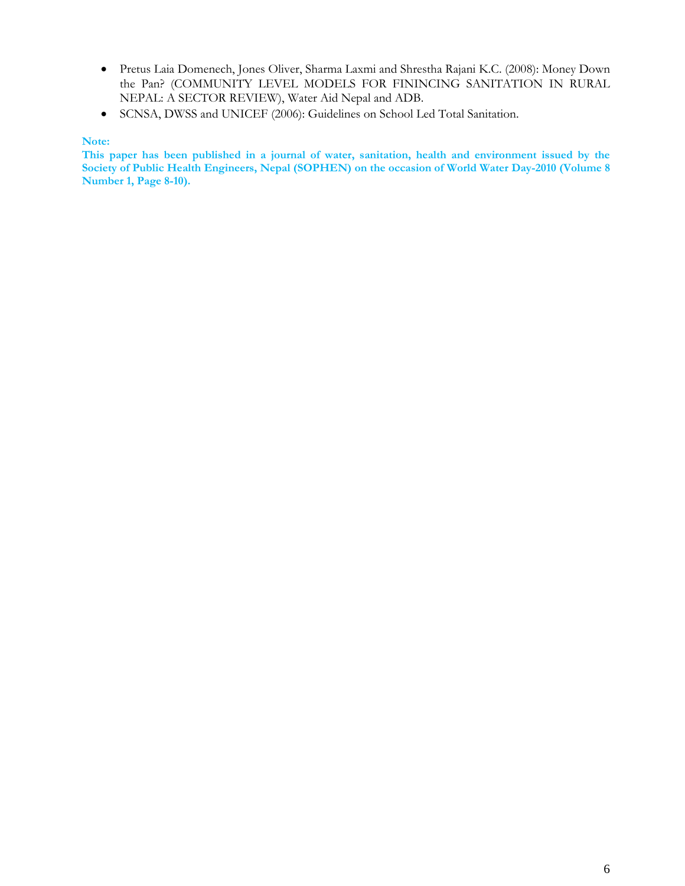- Pretus Laia Domenech, Jones Oliver, Sharma Laxmi and Shrestha Rajani K.C. (2008): Money Down the Pan? (COMMUNITY LEVEL MODELS FOR FININCING SANITATION IN RURAL NEPAL: A SECTOR REVIEW), Water Aid Nepal and ADB.
- SCNSA, DWSS and UNICEF (2006): Guidelines on School Led Total Sanitation.

**Note:**

**This paper has been published in a journal of water, sanitation, health and environment issued by the Society of Public Health Engineers, Nepal (SOPHEN) on the occasion of World Water Day-2010 (Volume 8 Number 1, Page 8-10).**